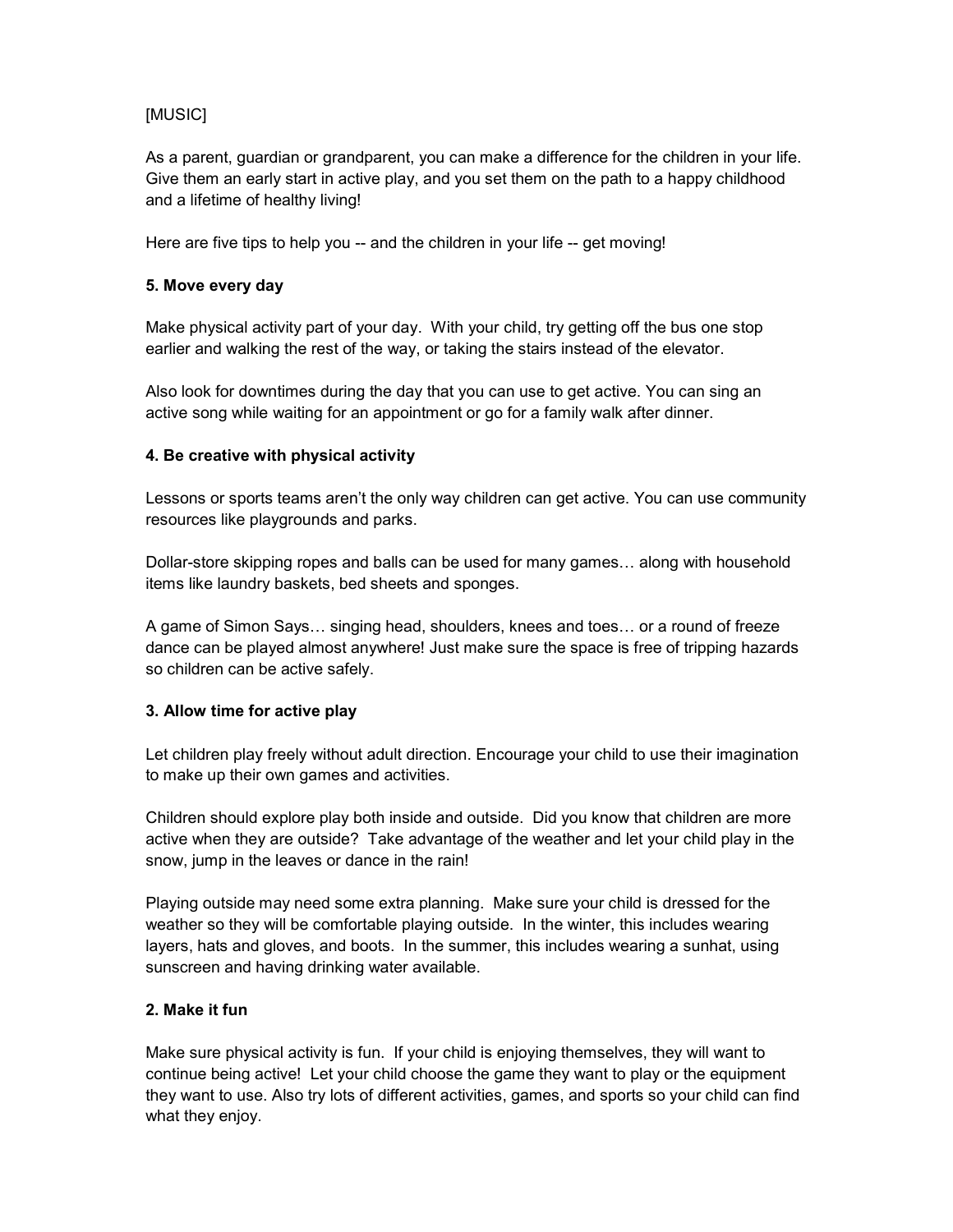[MUSIC]

As a parent, guardian or grandparent, you can make a difference for the children in your life. Give them an early start in active play, and you set them on the path to a happy childhood and a lifetime of healthy living!

Here are five tips to help you -- and the children in your life -- get moving!

**5. Move every day**

Make physical activity part of your day. With your child, try getting off the bus one stop earlier and walking the rest of the way, or taking the stairs instead of the elevator.

Also look for downtimes during the day that you can use to get active. You can sing an active song while waiting for an appointment or go for a family walk after dinner.

**4. Be creative with physical activity**

Lessons or sports teams aren't the only way children can get active. You can use community resources like playgrounds and parks.

Dollar-store skipping ropes and balls can be used for many games… along with household items like laundry baskets, bed sheets and sponges.

A game of Simon Says… singing head, shoulders, knees and toes… or a round of freeze dance can be played almost anywhere! Just make sure the space is free of tripping hazards so children can be active safely.

**3. Allow time for active play**

Let children play freely without adult direction. Encourage your child to use their imagination to make up their own games and activities.

Children should explore play both inside and outside. Did you know that children are more active when they are outside? Take advantage of the weather and let your child play in the snow, jump in the leaves or dance in the rain!

Playing outside may need some extra planning. Make sure your child is dressed for the weather so they will be comfortable playing outside. In the winter, this includes wearing layers, hats and gloves, and boots. In the summer, this includes wearing a sunhat, using sunscreen and having drinking water available.

**2. Make it fun**

Make sure physical activity is fun. If your child is enjoying themselves, they will want to continue being active! Let your child choose the game they want to play or the equipment they want to use. Also try lots of different activities, games, and sports so your child can find what they enjoy.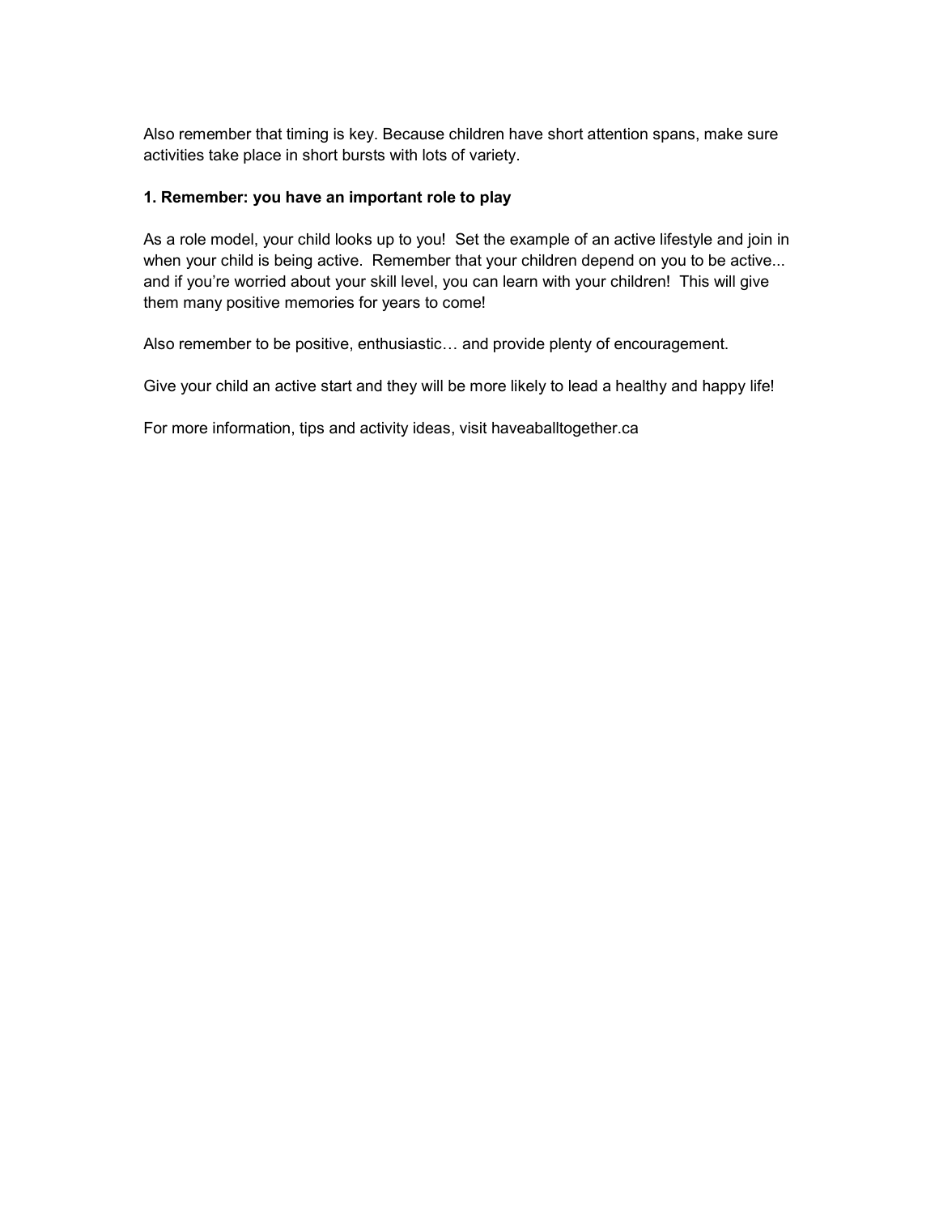Also remember that timing is key. Because children have short attention spans, make sure activities take place in short bursts with lots of variety.

**1. Remember: you have an important role to play**

As a role model, your child looks up to you! Set the example of an active lifestyle and join in when your child is being active. Remember that your children depend on you to be active... and if you're worried about your skill level, you can learn with your children! This will give them many positive memories for years to come!

Also remember to be positive, enthusiastic… and provide plenty of encouragement.

Give your child an active start and they will be more likely to lead a healthy and happy life!

For more information, tips and activity ideas, visit haveaballtogether.ca